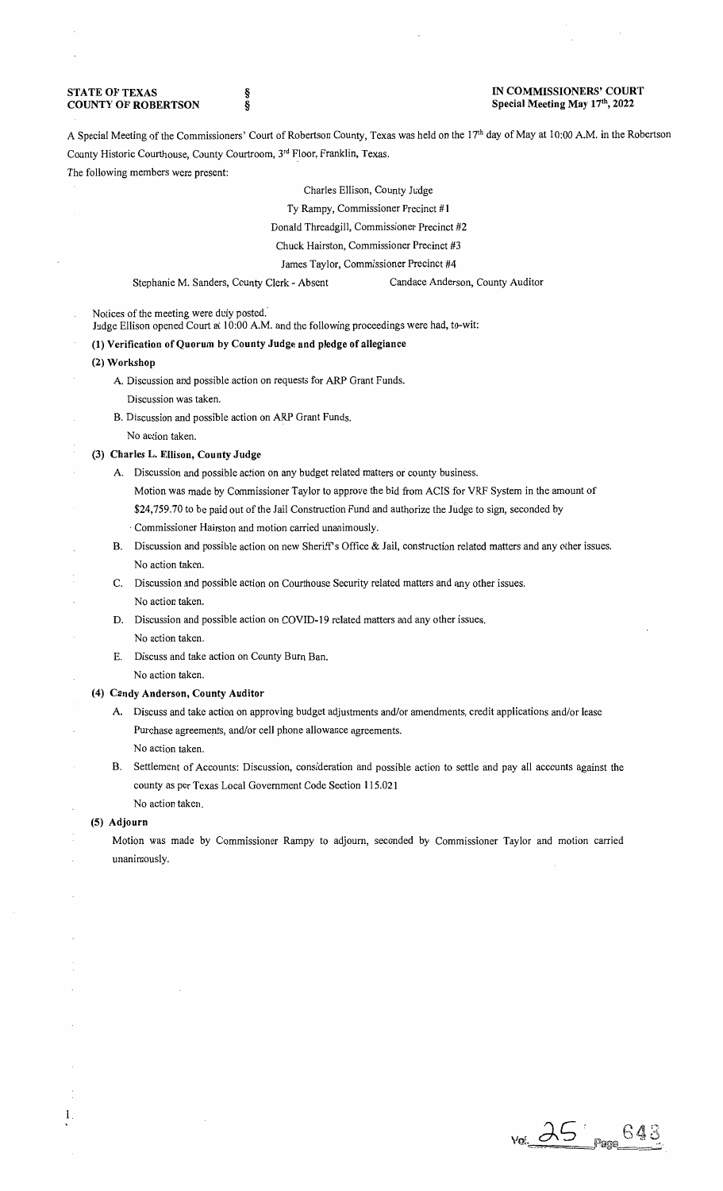**STATE OF TEXAS** § **IN COMMISSIONERS' COURT**
**COUNTY OF ROBERTSON** § **Special Meeting May 17th, 2022**

A Special Meeting of the Commissioners' Court of Robertson County, Texas was held on the 17th day of May at 10:00 A.M. in the Robertson County Historic Courthouse, County Courtroom, 3rd Floor, Franklin, Texas.

The following members were present:

Charles Ellison, County Judge

Ty Rampy, Commissioner Precinct #1

Donald Threadgill, Commissioner Precinct #2

Chuck Hairston, Commissioner Precinct #3

James Taylor, Commissioner Precinct #4

Stephanie M. Sanders, County Clerk - Absent    Candace Anderson, County Auditor

Notices of the meeting were duly posted.

Judge Ellison opened Court at 10:00 A.M. and the following proceedings were had, to-wit:

**(1) Verification of Quorum by County Judge and pledge of allegiance**

**(2) Workshop**

A. Discussion and possible action on requests for ARP Grant Funds.
   Discussion was taken.

B. Discussion and possible action on ARP Grant Funds.
   No action taken.

**(3) Charles L. Ellison, County Judge**

A. Discussion and possible action on any budget related matters or county business.
   Motion was made by Commissioner Taylor to approve the bid from ACIS for VRF System in the amount of $24,759.70 to be paid out of the Jail Construction Fund and authorize the Judge to sign, seconded by Commissioner Hairston and motion carried unanimously.

B. Discussion and possible action on new Sheriff's Office & Jail, construction related matters and any other issues.
   No action taken.

C. Discussion and possible action on Courthouse Security related matters and any other issues.
   No action taken.

D. Discussion and possible action on COVID-19 related matters and any other issues.
   No action taken.

E. Discuss and take action on County Burn Ban.
   No action taken.

**(4) Candy Anderson, County Auditor**

A. Discuss and take action on approving budget adjustments and/or amendments, credit applications and/or lease Purchase agreements, and/or cell phone allowance agreements.
   No action taken.

B. Settlement of Accounts: Discussion, consideration and possible action to settle and pay all accounts against the county as per Texas Local Government Code Section 115.021
   No action taken.

**(5) Adjourn**

Motion was made by Commissioner Rampy to adjourn, seconded by Commissioner Taylor and motion carried unanimously.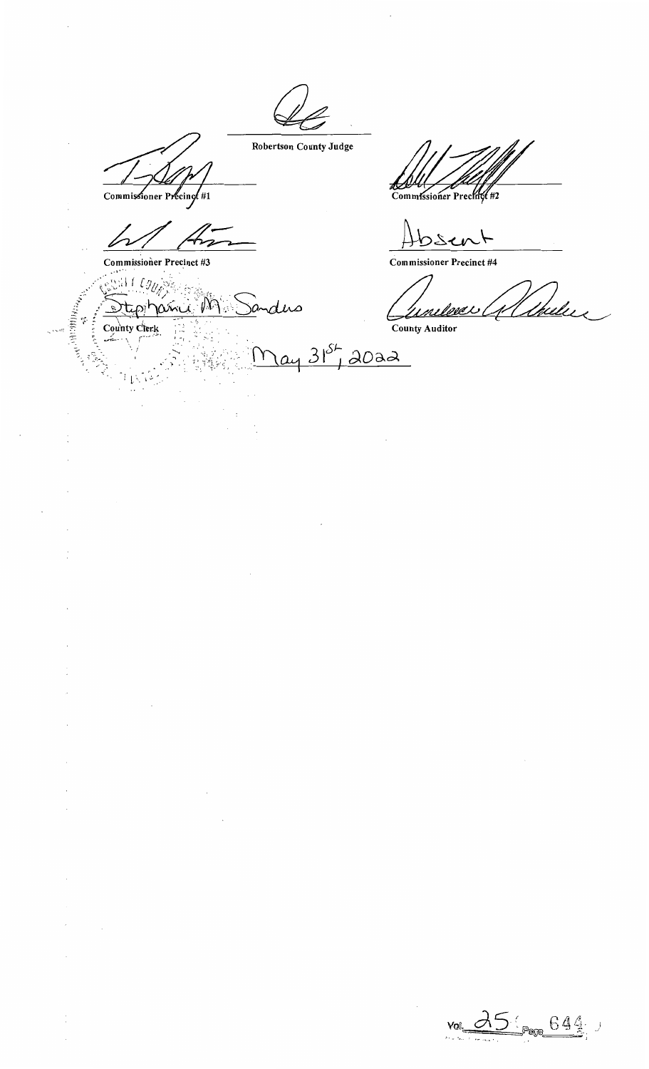Robertson County Judge

Commissioner Precinct #1

Commissioner Precinct #2

Commissioner Precinct #3

Absent

Commissioner Precinct #4

Stephanie M. Sanders

County Clerk

County Auditor

May 31st, 2022

Vol 25 Page 644